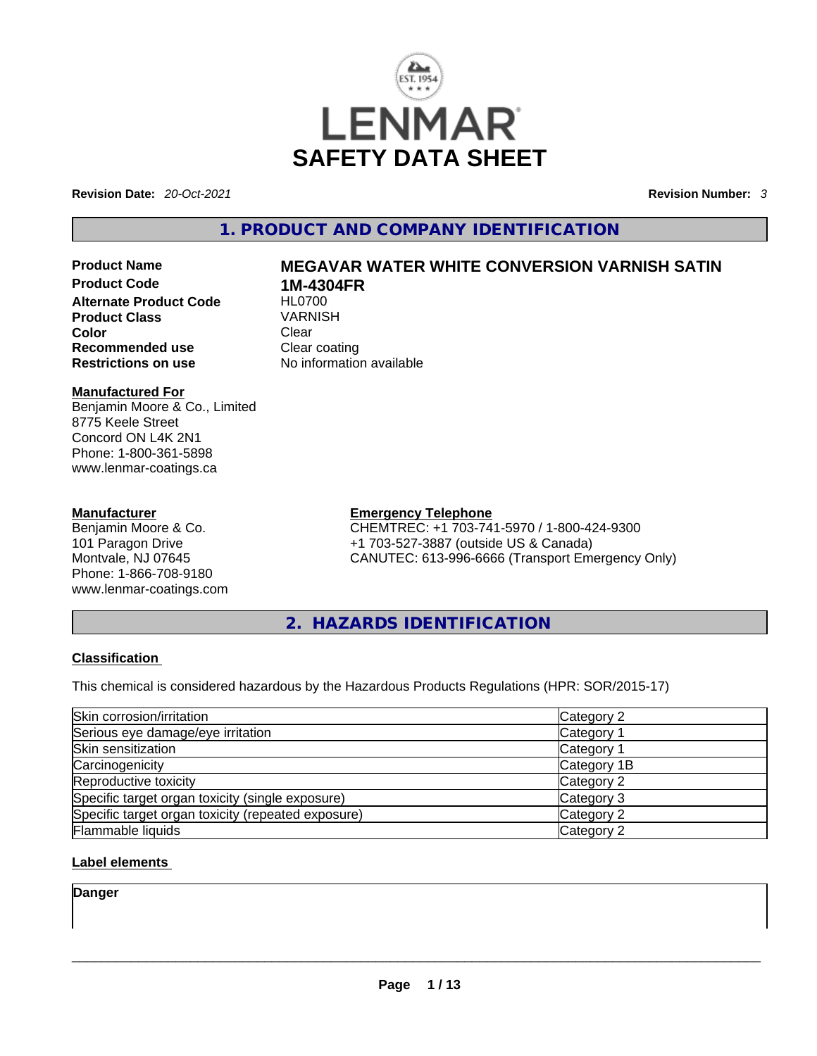# LENMAR SAFETY DATA SHEET

**Revision Date:** *20-Oct-2021* **Revision Number:** *3*

## 1. PRODUCT AND COMPANY IDENTIFICATION

| | |
|---|---|
| **Product Name** | **MEGAVAR WATER WHITE CONVERSION VARNISH SATIN** |
| **Product Code** | **1M-4304FR** |
| **Alternate Product Code** | HL0700 |
| **Product Class** | VARNISH |
| **Color** | Clear |
| **Recommended use** | Clear coating |
| **Restrictions on use** | No information available |

**Manufactured For**
Benjamin Moore & Co., Limited
8775 Keele Street
Concord ON L4K 2N1
Phone: 1-800-361-5898
www.lenmar-coatings.ca

**Manufacturer**
Benjamin Moore & Co.
101 Paragon Drive
Montvale, NJ 07645
Phone: 1-866-708-9180
www.lenmar-coatings.com

**Emergency Telephone**
CHEMTREC: +1 703-741-5970 / 1-800-424-9300
+1 703-527-3887 (outside US & Canada)
CANUTEC: 613-996-6666 (Transport Emergency Only)

## 2. HAZARDS IDENTIFICATION

### Classification

This chemical is considered hazardous by the Hazardous Products Regulations (HPR: SOR/2015-17)

| | |
|---|---|
| Skin corrosion/irritation | Category 2 |
| Serious eye damage/eye irritation | Category 1 |
| Skin sensitization | Category 1 |
| Carcinogenicity | Category 1B |
| Reproductive toxicity | Category 2 |
| Specific target organ toxicity (single exposure) | Category 3 |
| Specific target organ toxicity (repeated exposure) | Category 2 |
| Flammable liquids | Category 2 |

### Label elements

**Danger**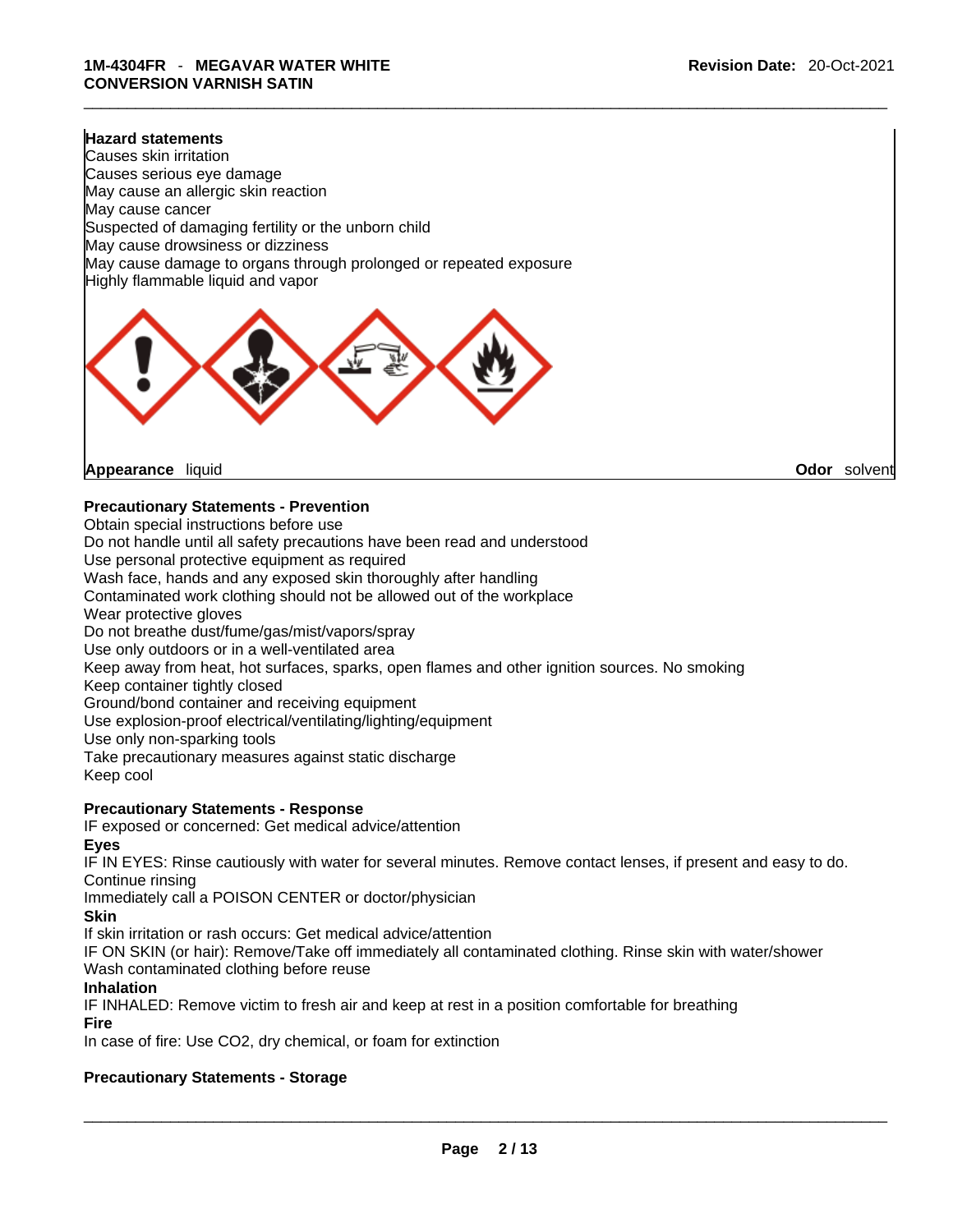**Hazard statements**

Causes skin irritation
Causes serious eye damage
May cause an allergic skin reaction
May cause cancer
Suspected of damaging fertility or the unborn child
May cause drowsiness or dizziness
May cause damage to organs through prolonged or repeated exposure
Highly flammable liquid and vapor

**Appearance** liquid **Odor** solvent

**Precautionary Statements - Prevention**

Obtain special instructions before use
Do not handle until all safety precautions have been read and understood
Use personal protective equipment as required
Wash face, hands and any exposed skin thoroughly after handling
Contaminated work clothing should not be allowed out of the workplace
Wear protective gloves
Do not breathe dust/fume/gas/mist/vapors/spray
Use only outdoors or in a well-ventilated area
Keep away from heat, hot surfaces, sparks, open flames and other ignition sources. No smoking
Keep container tightly closed
Ground/bond container and receiving equipment
Use explosion-proof electrical/ventilating/lighting/equipment
Use only non-sparking tools
Take precautionary measures against static discharge
Keep cool

**Precautionary Statements - Response**

IF exposed or concerned: Get medical advice/attention

**Eyes**

IF IN EYES: Rinse cautiously with water for several minutes. Remove contact lenses, if present and easy to do. Continue rinsing
Immediately call a POISON CENTER or doctor/physician

**Skin**

If skin irritation or rash occurs: Get medical advice/attention
IF ON SKIN (or hair): Remove/Take off immediately all contaminated clothing. Rinse skin with water/shower
Wash contaminated clothing before reuse

**Inhalation**

IF INHALED: Remove victim to fresh air and keep at rest in a position comfortable for breathing

**Fire**

In case of fire: Use CO2, dry chemical, or foam for extinction

**Precautionary Statements - Storage**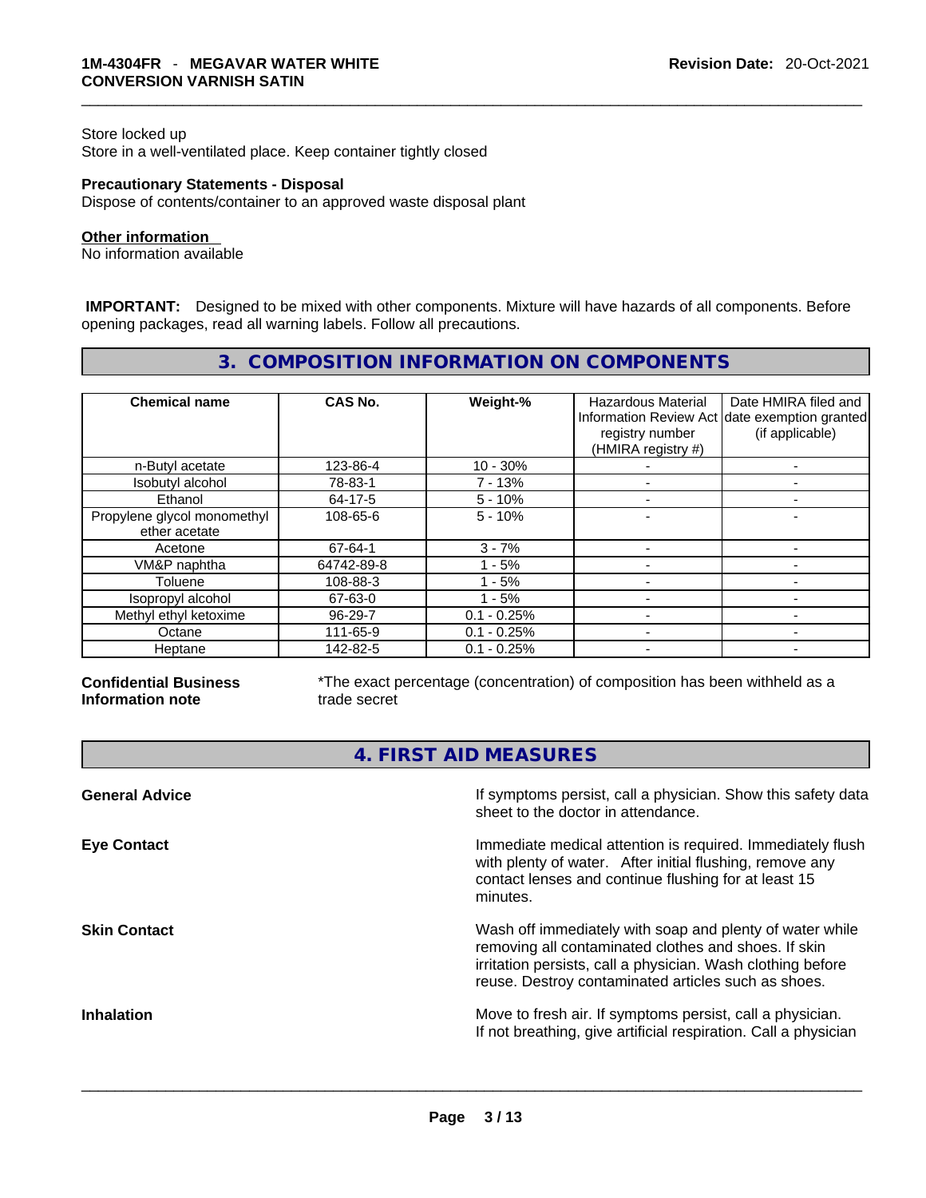Store locked up
Store in a well-ventilated place. Keep container tightly closed

**Precautionary Statements - Disposal**
Dispose of contents/container to an approved waste disposal plant

**Other information**
No information available

**IMPORTANT:** Designed to be mixed with other components. Mixture will have hazards of all components. Before opening packages, read all warning labels. Follow all precautions.

## 3. COMPOSITION INFORMATION ON COMPONENTS

| Chemical name | CAS No. | Weight-% | Hazardous Material Information Review Act registry number (HMIRA registry #) | Date HMIRA filed and date exemption granted (if applicable) |
|---|---|---|---|---|
| n-Butyl acetate | 123-86-4 | 10 - 30% | - | - |
| Isobutyl alcohol | 78-83-1 | 7 - 13% | - | - |
| Ethanol | 64-17-5 | 5 - 10% | - | - |
| Propylene glycol monomethyl ether acetate | 108-65-6 | 5 - 10% | - | - |
| Acetone | 67-64-1 | 3 - 7% | - | - |
| VM&P naphtha | 64742-89-8 | 1 - 5% | - | - |
| Toluene | 108-88-3 | 1 - 5% | - | - |
| Isopropyl alcohol | 67-63-0 | 1 - 5% | - | - |
| Methyl ethyl ketoxime | 96-29-7 | 0.1 - 0.25% | - | - |
| Octane | 111-65-9 | 0.1 - 0.25% | - | - |
| Heptane | 142-82-5 | 0.1 - 0.25% | - | - |

**Confidential Business Information note**
*The exact percentage (concentration) of composition has been withheld as a trade secret

## 4. FIRST AID MEASURES

**General Advice**
If symptoms persist, call a physician. Show this safety data sheet to the doctor in attendance.

**Eye Contact**
Immediate medical attention is required. Immediately flush with plenty of water. After initial flushing, remove any contact lenses and continue flushing for at least 15 minutes.

**Skin Contact**
Wash off immediately with soap and plenty of water while removing all contaminated clothes and shoes. If skin irritation persists, call a physician. Wash clothing before reuse. Destroy contaminated articles such as shoes.

**Inhalation**
Move to fresh air. If symptoms persist, call a physician. If not breathing, give artificial respiration. Call a physician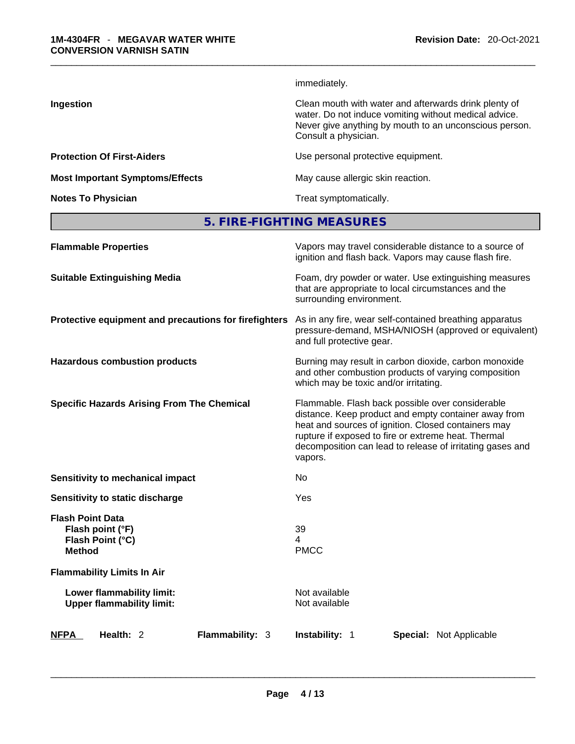immediately.

**Ingestion** | Clean mouth with water and afterwards drink plenty of water. Do not induce vomiting without medical advice. Never give anything by mouth to an unconscious person. Consult a physician.

**Protection Of First-Aiders** | Use personal protective equipment.

**Most Important Symptoms/Effects** | May cause allergic skin reaction.

**Notes To Physician** | Treat symptomatically.

## 5. FIRE-FIGHTING MEASURES

| | |
|---|---|
| **Flammable Properties** | Vapors may travel considerable distance to a source of ignition and flash back. Vapors may cause flash fire. |
| **Suitable Extinguishing Media** | Foam, dry powder or water. Use extinguishing measures that are appropriate to local circumstances and the surrounding environment. |
| **Protective equipment and precautions for firefighters** | As in any fire, wear self-contained breathing apparatus pressure-demand, MSHA/NIOSH (approved or equivalent) and full protective gear. |
| **Hazardous combustion products** | Burning may result in carbon dioxide, carbon monoxide and other combustion products of varying composition which may be toxic and/or irritating. |
| **Specific Hazards Arising From The Chemical** | Flammable. Flash back possible over considerable distance. Keep product and empty container away from heat and sources of ignition. Closed containers may rupture if exposed to fire or extreme heat. Thermal decomposition can lead to release of irritating gases and vapors. |
| **Sensitivity to mechanical impact** | No |
| **Sensitivity to static discharge** | Yes |
| **Flash Point Data** | |
| **Flash point (°F)** | 39 |
| **Flash Point (°C)** | 4 |
| **Method** | PMCC |
| **Flammability Limits In Air** | |
| **Lower flammability limit:** | Not available |
| **Upper flammability limit:** | Not available |

| NFPA | Health: 2 | Flammability: 3 | Instability: 1 | Special: Not Applicable |
|---|---|---|---|---|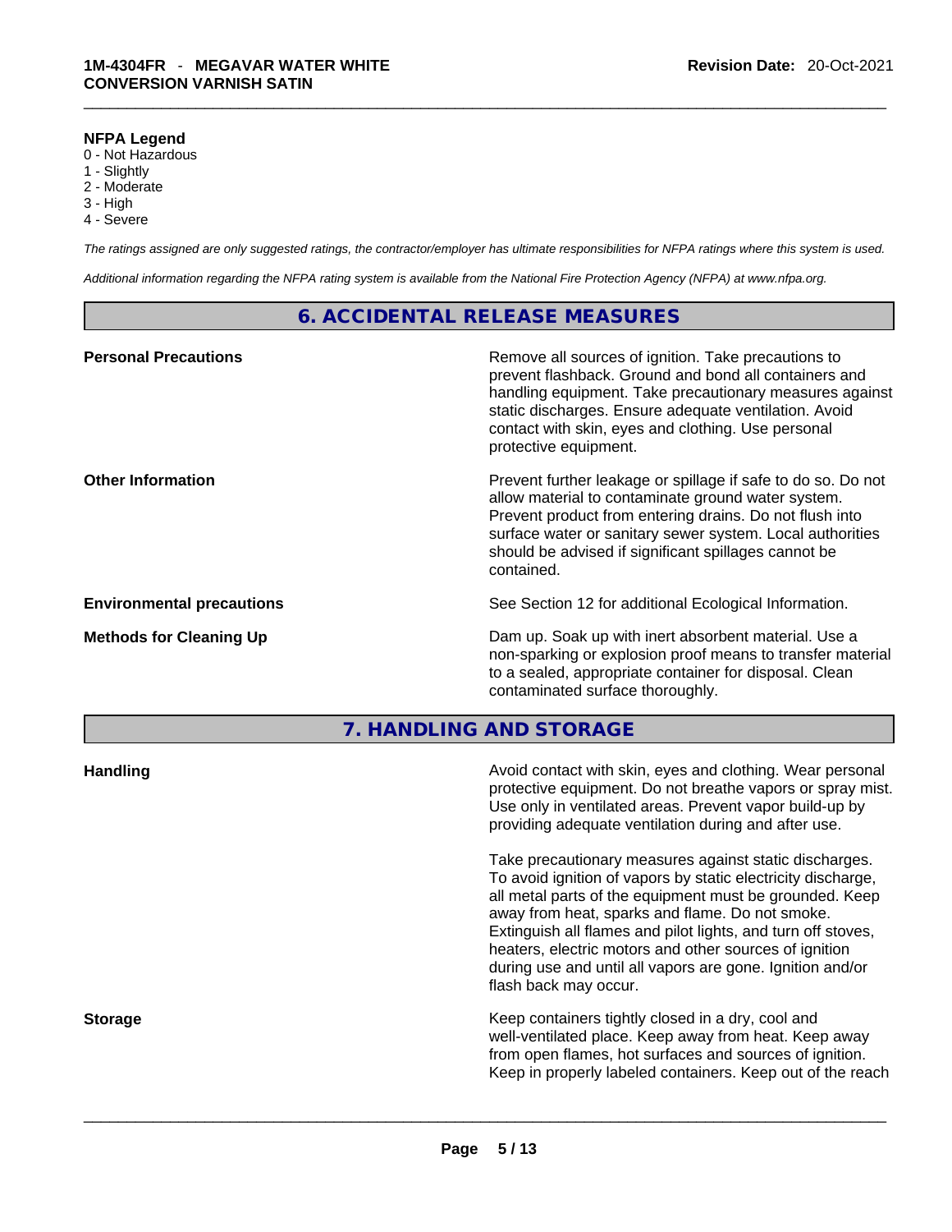**NFPA Legend**

0 - Not Hazardous
1 - Slightly
2 - Moderate
3 - High
4 - Severe

*The ratings assigned are only suggested ratings, the contractor/employer has ultimate responsibilities for NFPA ratings where this system is used.*

*Additional information regarding the NFPA rating system is available from the National Fire Protection Agency (NFPA) at www.nfpa.org.*

## 6. ACCIDENTAL RELEASE MEASURES

**Personal Precautions**

Remove all sources of ignition. Take precautions to prevent flashback. Ground and bond all containers and handling equipment. Take precautionary measures against static discharges. Ensure adequate ventilation. Avoid contact with skin, eyes and clothing. Use personal protective equipment.

**Other Information**

Prevent further leakage or spillage if safe to do so. Do not allow material to contaminate ground water system. Prevent product from entering drains. Do not flush into surface water or sanitary sewer system. Local authorities should be advised if significant spillages cannot be contained.

**Environmental precautions**

See Section 12 for additional Ecological Information.

**Methods for Cleaning Up**

Dam up. Soak up with inert absorbent material. Use a non-sparking or explosion proof means to transfer material to a sealed, appropriate container for disposal. Clean contaminated surface thoroughly.

## 7. HANDLING AND STORAGE

**Handling**

Avoid contact with skin, eyes and clothing. Wear personal protective equipment. Do not breathe vapors or spray mist. Use only in ventilated areas. Prevent vapor build-up by providing adequate ventilation during and after use.

Take precautionary measures against static discharges. To avoid ignition of vapors by static electricity discharge, all metal parts of the equipment must be grounded. Keep away from heat, sparks and flame. Do not smoke. Extinguish all flames and pilot lights, and turn off stoves, heaters, electric motors and other sources of ignition during use and until all vapors are gone. Ignition and/or flash back may occur.

**Storage**

Keep containers tightly closed in a dry, cool and well-ventilated place. Keep away from heat. Keep away from open flames, hot surfaces and sources of ignition. Keep in properly labeled containers. Keep out of the reach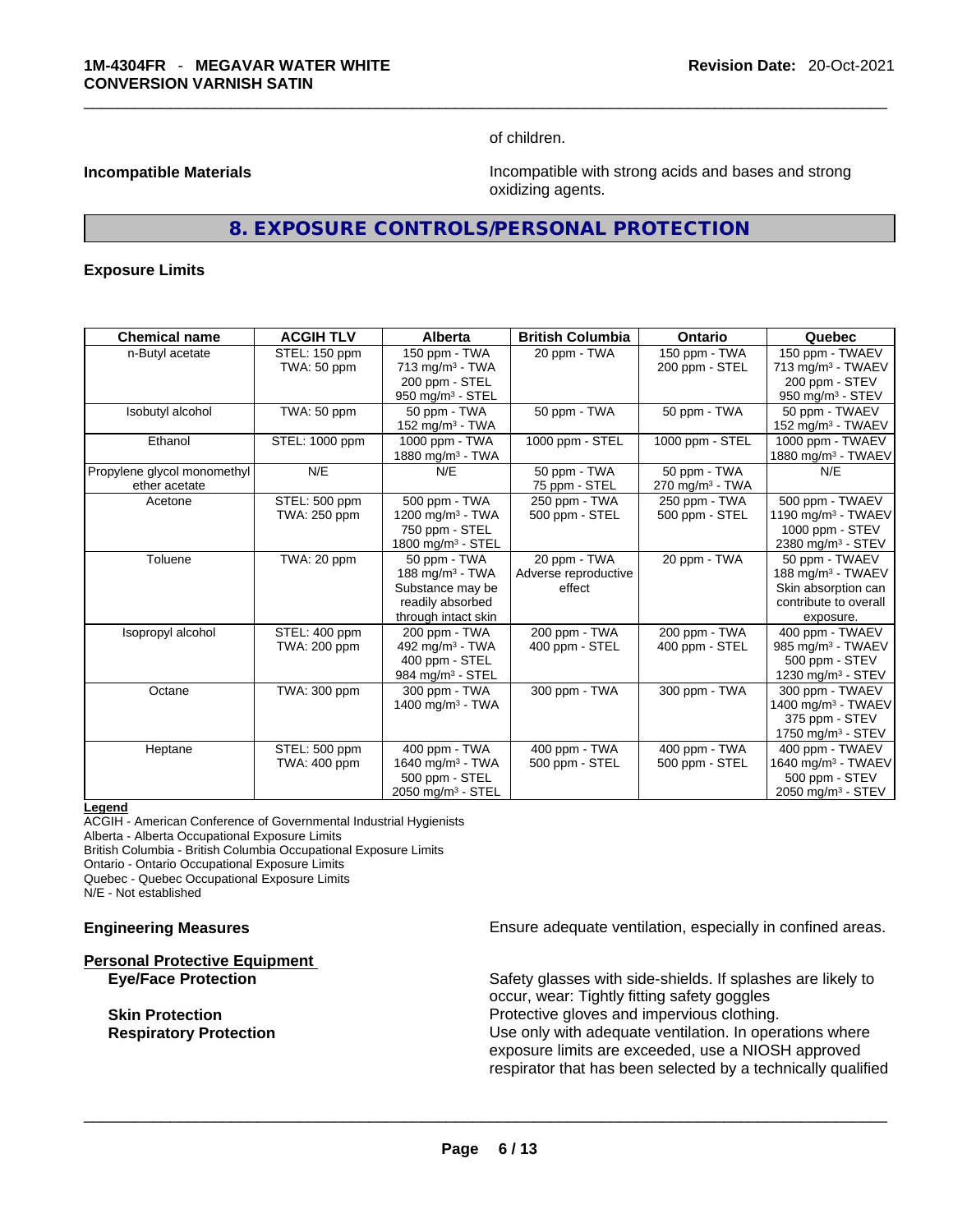of children.

**Incompatible Materials** Incompatible with strong acids and bases and strong oxidizing agents.

## 8. EXPOSURE CONTROLS/PERSONAL PROTECTION

### Exposure Limits

| Chemical name | ACGIH TLV | Alberta | British Columbia | Ontario | Quebec |
|---|---|---|---|---|---|
| n-Butyl acetate | STEL: 150 ppm<br>TWA: 50 ppm | 150 ppm - TWA<br>713 mg/m³ - TWA<br>200 ppm - STEL<br>950 mg/m³ - STEL | 20 ppm - TWA | 150 ppm - TWA<br>200 ppm - STEL | 150 ppm - TWAEV<br>713 mg/m³ - TWAEV<br>200 ppm - STEV<br>950 mg/m³ - STEV |
| Isobutyl alcohol | TWA: 50 ppm | 50 ppm - TWA<br>152 mg/m³ - TWA | 50 ppm - TWA | 50 ppm - TWA | 50 ppm - TWAEV<br>152 mg/m³ - TWAEV |
| Ethanol | STEL: 1000 ppm | 1000 ppm - TWA<br>1880 mg/m³ - TWA | 1000 ppm - STEL | 1000 ppm - STEL | 1000 ppm - TWAEV<br>1880 mg/m³ - TWAEV |
| Propylene glycol monomethyl ether acetate | N/E | N/E | 50 ppm - TWA<br>75 ppm - STEL | 50 ppm - TWA<br>270 mg/m³ - TWA | N/E |
| Acetone | STEL: 500 ppm<br>TWA: 250 ppm | 500 ppm - TWA<br>1200 mg/m³ - TWA<br>750 ppm - STEL<br>1800 mg/m³ - STEL | 250 ppm - TWA<br>500 ppm - STEL | 250 ppm - TWA<br>500 ppm - STEL | 500 ppm - TWAEV<br>1190 mg/m³ - TWAEV<br>1000 ppm - STEV<br>2380 mg/m³ - STEV |
| Toluene | TWA: 20 ppm | 50 ppm - TWA<br>188 mg/m³ - TWA<br>Substance may be readily absorbed through intact skin | 20 ppm - TWA<br>Adverse reproductive effect | 20 ppm - TWA | 50 ppm - TWAEV<br>188 mg/m³ - TWAEV<br>Skin absorption can contribute to overall exposure. |
| Isopropyl alcohol | STEL: 400 ppm<br>TWA: 200 ppm | 200 ppm - TWA<br>492 mg/m³ - TWA<br>400 ppm - STEL<br>984 mg/m³ - STEL | 200 ppm - TWA<br>400 ppm - STEL | 200 ppm - TWA<br>400 ppm - STEL | 400 ppm - TWAEV<br>985 mg/m³ - TWAEV<br>500 ppm - STEV<br>1230 mg/m³ - STEV |
| Octane | TWA: 300 ppm | 300 ppm - TWA<br>1400 mg/m³ - TWA | 300 ppm - TWA | 300 ppm - TWA | 300 ppm - TWAEV<br>1400 mg/m³ - TWAEV<br>375 ppm - STEV<br>1750 mg/m³ - STEV |
| Heptane | STEL: 500 ppm<br>TWA: 400 ppm | 400 ppm - TWA<br>1640 mg/m³ - TWA<br>500 ppm - STEL<br>2050 mg/m³ - STEL | 400 ppm - TWA<br>500 ppm - STEL | 400 ppm - TWA<br>500 ppm - STEL | 400 ppm - TWAEV<br>1640 mg/m³ - TWAEV<br>500 ppm - STEV<br>2050 mg/m³ - STEV |

**Legend**
ACGIH - American Conference of Governmental Industrial Hygienists
Alberta - Alberta Occupational Exposure Limits
British Columbia - British Columbia Occupational Exposure Limits
Ontario - Ontario Occupational Exposure Limits
Quebec - Quebec Occupational Exposure Limits
N/E - Not established

**Engineering Measures** Ensure adequate ventilation, especially in confined areas.

**Personal Protective Equipment**

**Eye/Face Protection** Safety glasses with side-shields. If splashes are likely to occur, wear: Tightly fitting safety goggles

**Skin Protection** Protective gloves and impervious clothing.

**Respiratory Protection** Use only with adequate ventilation. In operations where exposure limits are exceeded, use a NIOSH approved respirator that has been selected by a technically qualified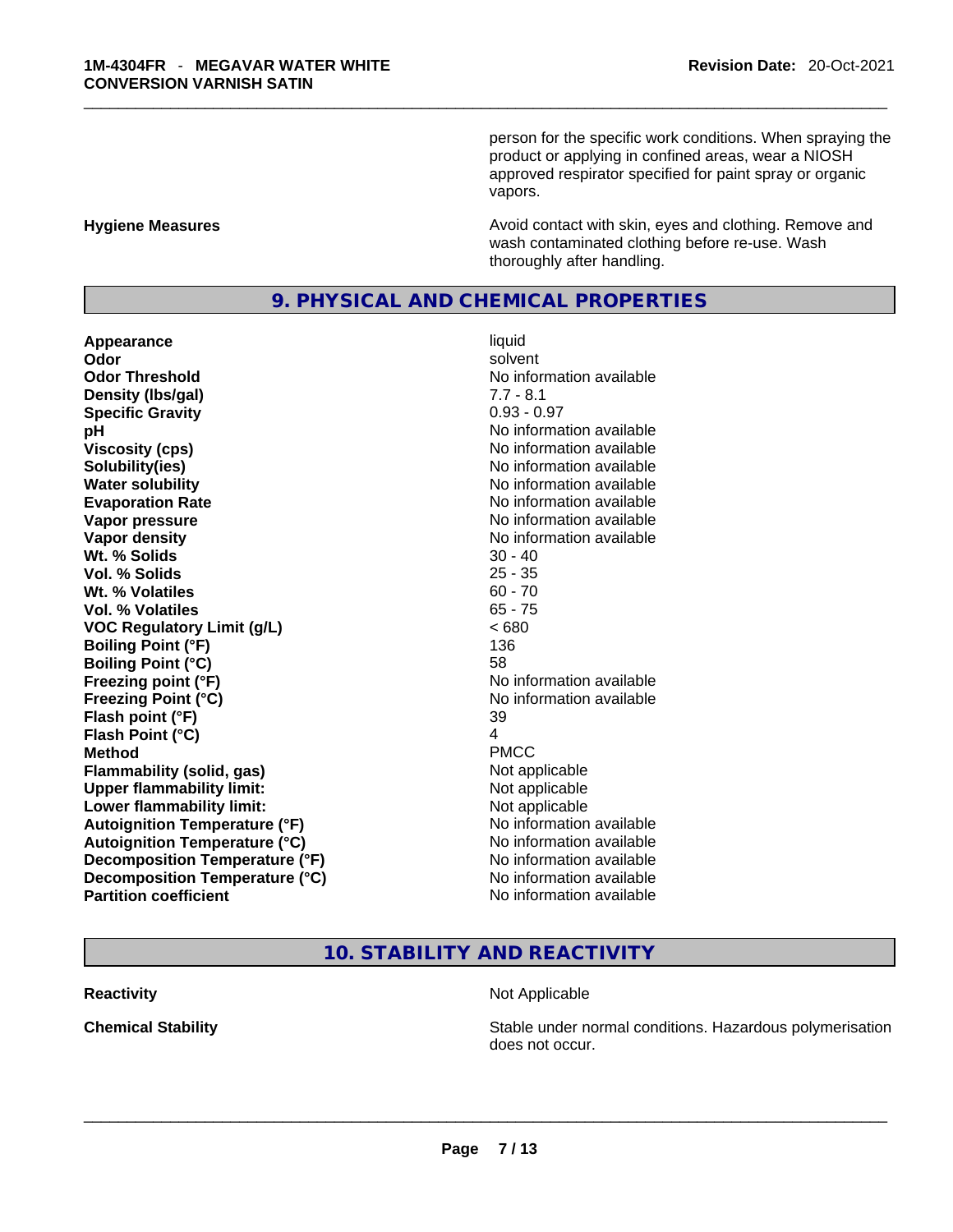person for the specific work conditions. When spraying the product or applying in confined areas, wear a NIOSH approved respirator specified for paint spray or organic vapors.

| | |
|---|---|
| **Hygiene Measures** | Avoid contact with skin, eyes and clothing. Remove and wash contaminated clothing before re-use. Wash thoroughly after handling. |

## 9. PHYSICAL AND CHEMICAL PROPERTIES

| | |
|---|---|
| **Appearance** | liquid |
| **Odor** | solvent |
| **Odor Threshold** | No information available |
| **Density (lbs/gal)** | 7.7 - 8.1 |
| **Specific Gravity** | 0.93 - 0.97 |
| **pH** | No information available |
| **Viscosity (cps)** | No information available |
| **Solubility(ies)** | No information available |
| **Water solubility** | No information available |
| **Evaporation Rate** | No information available |
| **Vapor pressure** | No information available |
| **Vapor density** | No information available |
| **Wt. % Solids** | 30 - 40 |
| **Vol. % Solids** | 25 - 35 |
| **Wt. % Volatiles** | 60 - 70 |
| **Vol. % Volatiles** | 65 - 75 |
| **VOC Regulatory Limit (g/L)** | < 680 |
| **Boiling Point (°F)** | 136 |
| **Boiling Point (°C)** | 58 |
| **Freezing point (°F)** | No information available |
| **Freezing Point (°C)** | No information available |
| **Flash point (°F)** | 39 |
| **Flash Point (°C)** | 4 |
| **Method** | PMCC |
| **Flammability (solid, gas)** | Not applicable |
| **Upper flammability limit:** | Not applicable |
| **Lower flammability limit:** | Not applicable |
| **Autoignition Temperature (°F)** | No information available |
| **Autoignition Temperature (°C)** | No information available |
| **Decomposition Temperature (°F)** | No information available |
| **Decomposition Temperature (°C)** | No information available |
| **Partition coefficient** | No information available |

## 10. STABILITY AND REACTIVITY

| | |
|---|---|
| **Reactivity** | Not Applicable |
| **Chemical Stability** | Stable under normal conditions. Hazardous polymerisation does not occur. |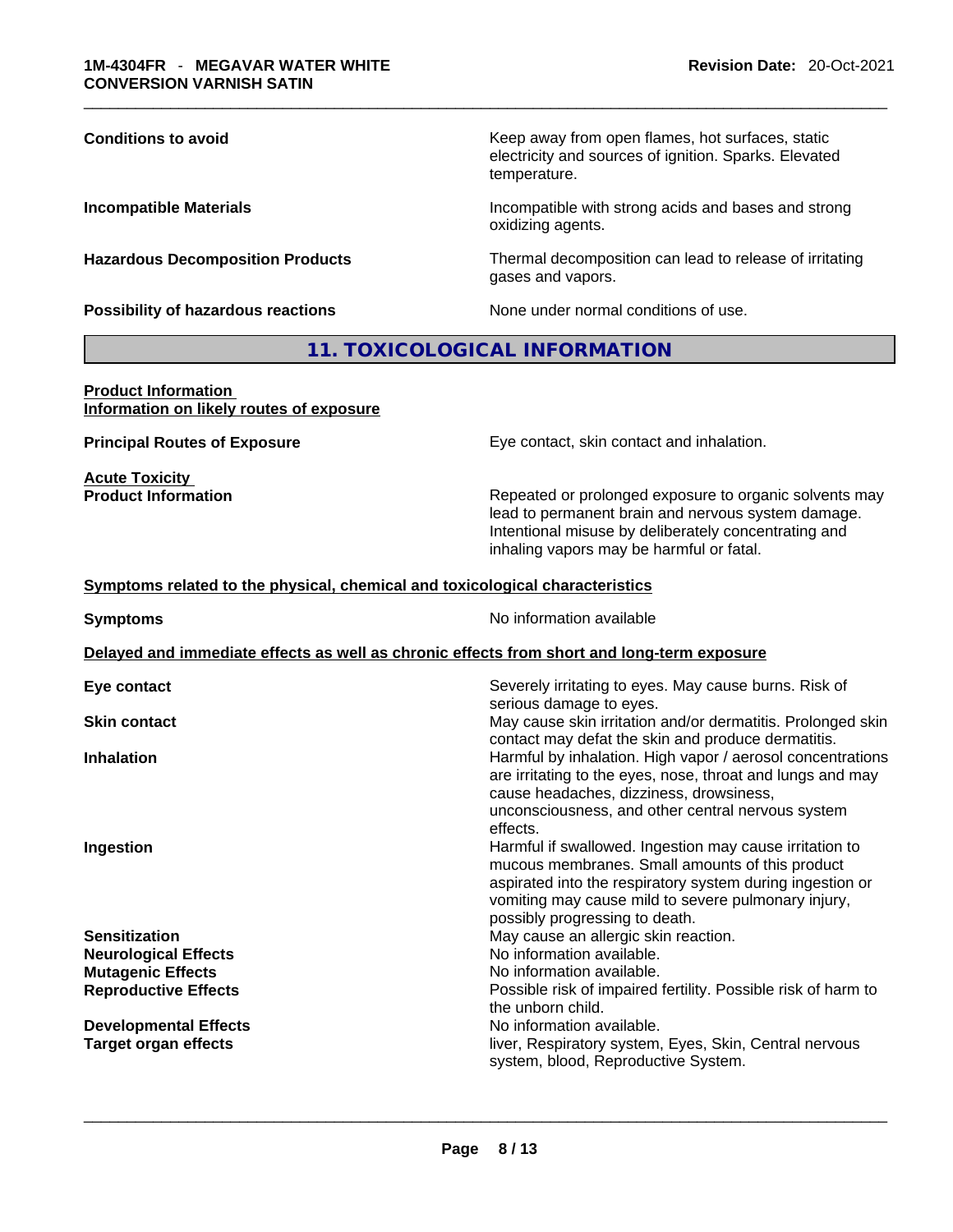**Conditions to avoid** | Keep away from open flames, hot surfaces, static electricity and sources of ignition. Sparks. Elevated temperature.

**Incompatible Materials** | Incompatible with strong acids and bases and strong oxidizing agents.

**Hazardous Decomposition Products** | Thermal decomposition can lead to release of irritating gases and vapors.

**Possibility of hazardous reactions** | None under normal conditions of use.

## 11. TOXICOLOGICAL INFORMATION

**Product Information**
**Information on likely routes of exposure**

**Principal Routes of Exposure** | Eye contact, skin contact and inhalation.

**Acute Toxicity**
**Product Information** | Repeated or prolonged exposure to organic solvents may lead to permanent brain and nervous system damage. Intentional misuse by deliberately concentrating and inhaling vapors may be harmful or fatal.

**Symptoms related to the physical, chemical and toxicological characteristics**

**Symptoms** | No information available

**Delayed and immediate effects as well as chronic effects from short and long-term exposure**

**Eye contact** | Severely irritating to eyes. May cause burns. Risk of serious damage to eyes.

**Skin contact** | May cause skin irritation and/or dermatitis. Prolonged skin contact may defat the skin and produce dermatitis.

**Inhalation** | Harmful by inhalation. High vapor / aerosol concentrations are irritating to the eyes, nose, throat and lungs and may cause headaches, dizziness, drowsiness, unconsciousness, and other central nervous system effects.

**Ingestion** | Harmful if swallowed. Ingestion may cause irritation to mucous membranes. Small amounts of this product aspirated into the respiratory system during ingestion or vomiting may cause mild to severe pulmonary injury, possibly progressing to death.

**Sensitization** | May cause an allergic skin reaction.

**Neurological Effects** | No information available.

**Mutagenic Effects** | No information available.

**Reproductive Effects** | Possible risk of impaired fertility. Possible risk of harm to the unborn child.

**Developmental Effects** | No information available.

**Target organ effects** | liver, Respiratory system, Eyes, Skin, Central nervous system, blood, Reproductive System.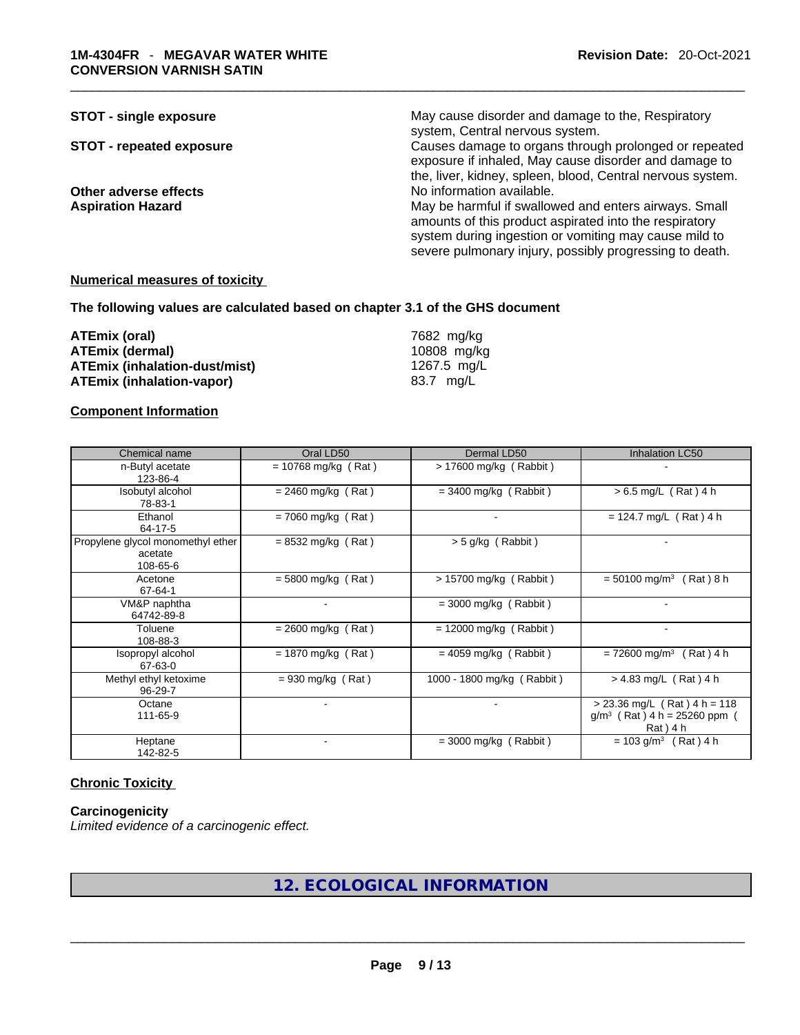**STOT - single exposure** May cause disorder and damage to the, Respiratory system, Central nervous system.

**STOT - repeated exposure** Causes damage to organs through prolonged or repeated exposure if inhaled, May cause disorder and damage to the, liver, kidney, spleen, blood, Central nervous system.

**Other adverse effects** No information available.

**Aspiration Hazard** May be harmful if swallowed and enters airways. Small amounts of this product aspirated into the respiratory system during ingestion or vomiting may cause mild to severe pulmonary injury, possibly progressing to death.

## Numerical measures of toxicity

**The following values are calculated based on chapter 3.1 of the GHS document**

**ATEmix (oral)** 7682 mg/kg
**ATEmix (dermal)** 10808 mg/kg
**ATEmix (inhalation-dust/mist)** 1267.5 mg/L
**ATEmix (inhalation-vapor)** 83.7 mg/L

## Component Information

| Chemical name | Oral LD50 | Dermal LD50 | Inhalation LC50 |
|---|---|---|---|
| n-Butyl acetate<br>123-86-4 | = 10768 mg/kg ( Rat ) | > 17600 mg/kg ( Rabbit ) | - |
| Isobutyl alcohol<br>78-83-1 | = 2460 mg/kg ( Rat ) | = 3400 mg/kg ( Rabbit ) | > 6.5 mg/L ( Rat ) 4 h |
| Ethanol<br>64-17-5 | = 7060 mg/kg ( Rat ) | - | = 124.7 mg/L ( Rat ) 4 h |
| Propylene glycol monomethyl ether acetate<br>108-65-6 | = 8532 mg/kg ( Rat ) | > 5 g/kg ( Rabbit ) | - |
| Acetone<br>67-64-1 | = 5800 mg/kg ( Rat ) | > 15700 mg/kg ( Rabbit ) | = 50100 mg/m³ ( Rat ) 8 h |
| VM&P naphtha<br>64742-89-8 | - | = 3000 mg/kg ( Rabbit ) | - |
| Toluene<br>108-88-3 | = 2600 mg/kg ( Rat ) | = 12000 mg/kg ( Rabbit ) | - |
| Isopropyl alcohol<br>67-63-0 | = 1870 mg/kg ( Rat ) | = 4059 mg/kg ( Rabbit ) | = 72600 mg/m³ ( Rat ) 4 h |
| Methyl ethyl ketoxime<br>96-29-7 | = 930 mg/kg ( Rat ) | 1000 - 1800 mg/kg ( Rabbit ) | > 4.83 mg/L ( Rat ) 4 h |
| Octane<br>111-65-9 | - | - | > 23.36 mg/L ( Rat ) 4 h = 118 g/m³ ( Rat ) 4 h = 25260 ppm ( Rat ) 4 h |
| Heptane<br>142-82-5 | - | = 3000 mg/kg ( Rabbit ) | = 103 g/m³ ( Rat ) 4 h |

## Chronic Toxicity

**Carcinogenicity**
*Limited evidence of a carcinogenic effect.*

# 12. ECOLOGICAL INFORMATION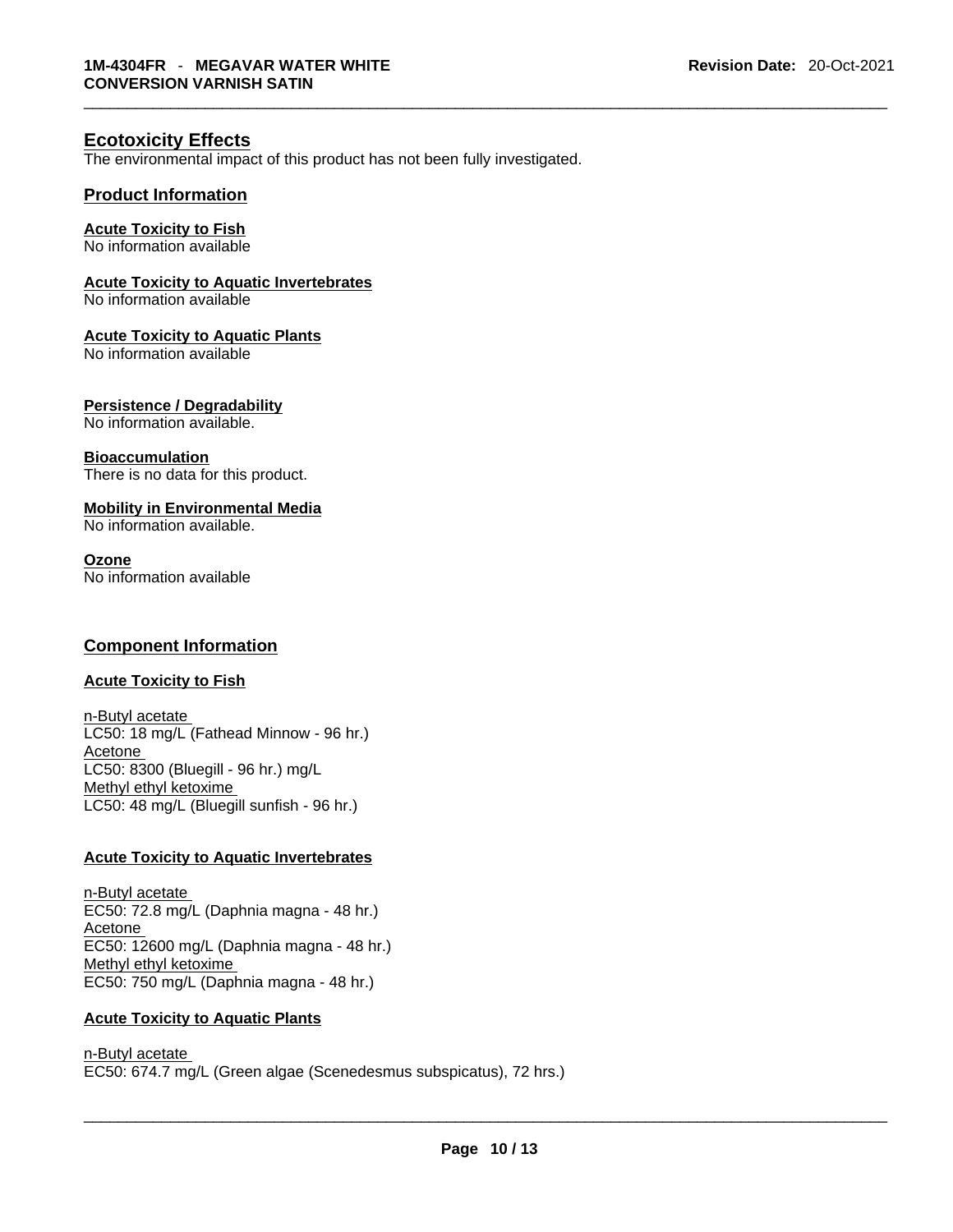## Ecotoxicity Effects

The environmental impact of this product has not been fully investigated.

### Product Information

**Acute Toxicity to Fish**
No information available

**Acute Toxicity to Aquatic Invertebrates**
No information available

**Acute Toxicity to Aquatic Plants**
No information available

**Persistence / Degradability**
No information available.

**Bioaccumulation**
There is no data for this product.

**Mobility in Environmental Media**
No information available.

**Ozone**
No information available

### Component Information

**Acute Toxicity to Fish**

n-Butyl acetate
LC50: 18 mg/L (Fathead Minnow - 96 hr.)
Acetone
LC50: 8300 (Bluegill - 96 hr.) mg/L
Methyl ethyl ketoxime
LC50: 48 mg/L (Bluegill sunfish - 96 hr.)

**Acute Toxicity to Aquatic Invertebrates**

n-Butyl acetate
EC50: 72.8 mg/L (Daphnia magna - 48 hr.)
Acetone
EC50: 12600 mg/L (Daphnia magna - 48 hr.)
Methyl ethyl ketoxime
EC50: 750 mg/L (Daphnia magna - 48 hr.)

**Acute Toxicity to Aquatic Plants**

n-Butyl acetate
EC50: 674.7 mg/L (Green algae (Scenedesmus subspicatus), 72 hrs.)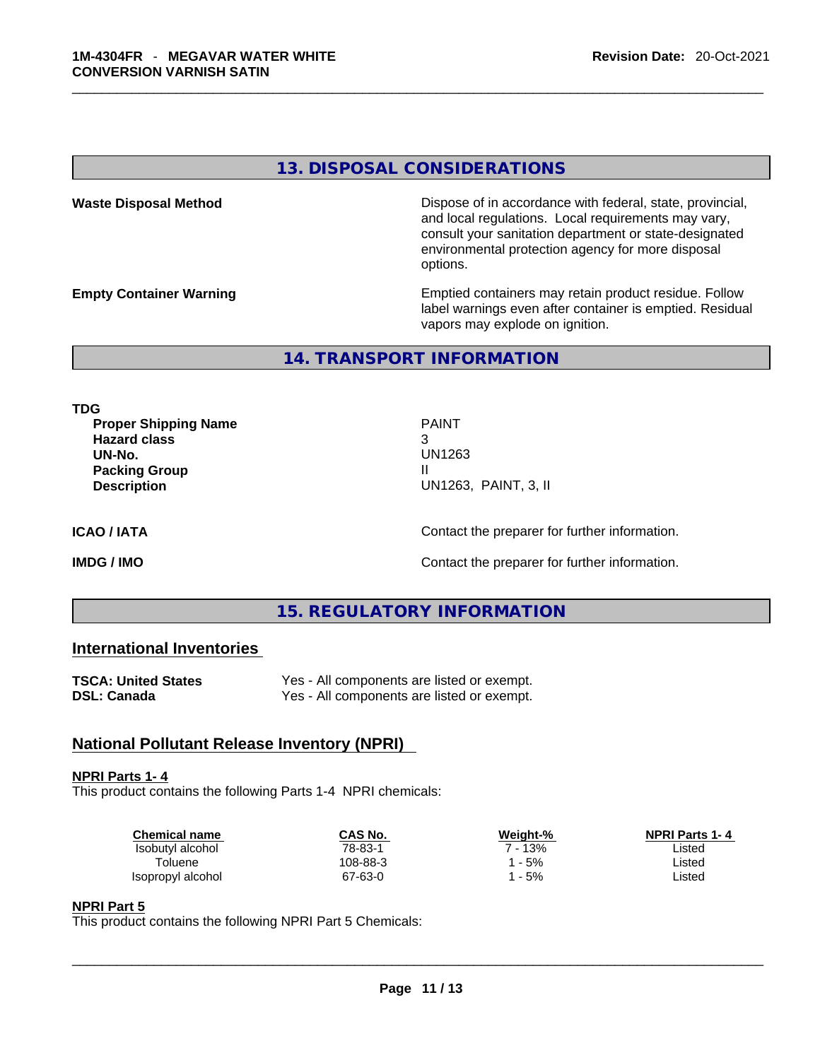## 13. DISPOSAL CONSIDERATIONS

**Waste Disposal Method**

Dispose of in accordance with federal, state, provincial, and local regulations. Local requirements may vary, consult your sanitation department or state-designated environmental protection agency for more disposal options.

**Empty Container Warning**

Emptied containers may retain product residue. Follow label warnings even after container is emptied. Residual vapors may explode on ignition.

## 14. TRANSPORT INFORMATION

**TDG**

| | |
|---|---|
| **Proper Shipping Name** | PAINT |
| **Hazard class** | 3 |
| **UN-No.** | UN1263 |
| **Packing Group** | II |
| **Description** | UN1263, PAINT, 3, II |

**ICAO / IATA** Contact the preparer for further information.

**IMDG / IMO** Contact the preparer for further information.

## 15. REGULATORY INFORMATION

### International Inventories

| | |
|---|---|
| **TSCA: United States** | Yes - All components are listed or exempt. |
| **DSL: Canada** | Yes - All components are listed or exempt. |

### National Pollutant Release Inventory (NPRI)

**NPRI Parts 1- 4**

This product contains the following Parts 1-4 NPRI chemicals:

| Chemical name | CAS No. | Weight-% | NPRI Parts 1- 4 |
|---|---|---|---|
| Isobutyl alcohol | 78-83-1 | 7 - 13% | Listed |
| Toluene | 108-88-3 | 1 - 5% | Listed |
| Isopropyl alcohol | 67-63-0 | 1 - 5% | Listed |

**NPRI Part 5**

This product contains the following NPRI Part 5 Chemicals: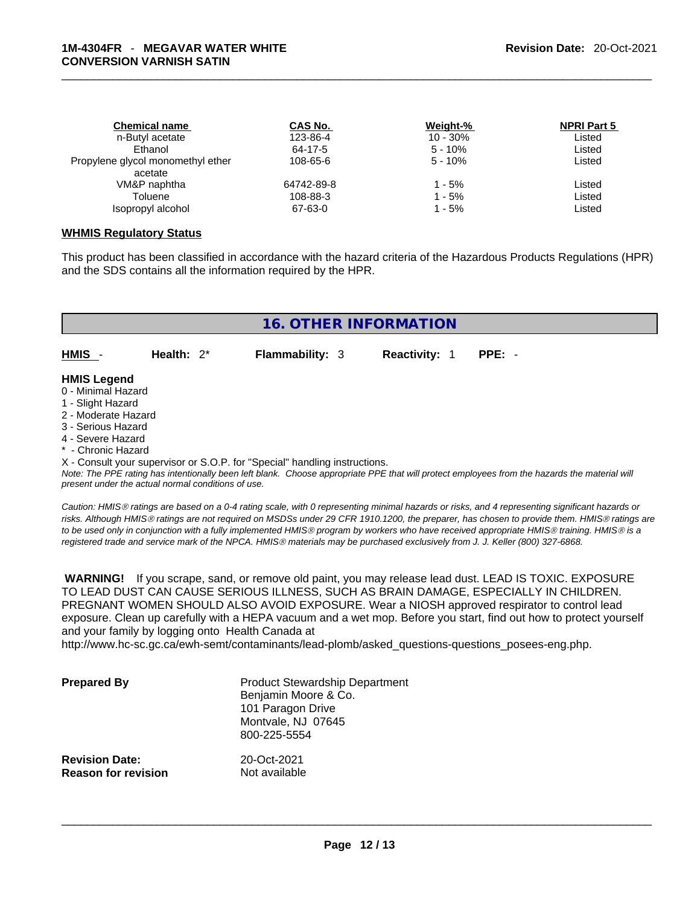| Chemical name | CAS No. | Weight-% | NPRI Part 5 |
|---|---|---|---|
| n-Butyl acetate | 123-86-4 | 10 - 30% | Listed |
| Ethanol | 64-17-5 | 5 - 10% | Listed |
| Propylene glycol monomethyl ether acetate | 108-65-6 | 5 - 10% | Listed |
| VM&P naphtha | 64742-89-8 | 1 - 5% | Listed |
| Toluene | 108-88-3 | 1 - 5% | Listed |
| Isopropyl alcohol | 67-63-0 | 1 - 5% | Listed |

**WHMIS Regulatory Status**

This product has been classified in accordance with the hazard criteria of the Hazardous Products Regulations (HPR) and the SDS contains all the information required by the HPR.

## 16. OTHER INFORMATION

**HMIS** - **Health:** 2* **Flammability:** 3 **Reactivity:** 1 **PPE:** -

**HMIS Legend**
0 - Minimal Hazard
1 - Slight Hazard
2 - Moderate Hazard
3 - Serious Hazard
4 - Severe Hazard
* - Chronic Hazard
X - Consult your supervisor or S.O.P. for "Special" handling instructions.

*Note: The PPE rating has intentionally been left blank. Choose appropriate PPE that will protect employees from the hazards the material will present under the actual normal conditions of use.*

*Caution: HMIS® ratings are based on a 0-4 rating scale, with 0 representing minimal hazards or risks, and 4 representing significant hazards or risks. Although HMIS® ratings are not required on MSDSs under 29 CFR 1910.1200, the preparer, has chosen to provide them. HMIS® ratings are to be used only in conjunction with a fully implemented HMIS® program by workers who have received appropriate HMIS® training. HMIS® is a registered trade and service mark of the NPCA. HMIS® materials may be purchased exclusively from J. J. Keller (800) 327-6868.*

**WARNING!** If you scrape, sand, or remove old paint, you may release lead dust. LEAD IS TOXIC. EXPOSURE TO LEAD DUST CAN CAUSE SERIOUS ILLNESS, SUCH AS BRAIN DAMAGE, ESPECIALLY IN CHILDREN. PREGNANT WOMEN SHOULD ALSO AVOID EXPOSURE. Wear a NIOSH approved respirator to control lead exposure. Clean up carefully with a HEPA vacuum and a wet mop. Before you start, find out how to protect yourself and your family by logging onto Health Canada at http://www.hc-sc.gc.ca/ewh-semt/contaminants/lead-plomb/asked_questions-questions_posees-eng.php.

**Prepared By**
Product Stewardship Department
Benjamin Moore & Co.
101 Paragon Drive
Montvale, NJ 07645
800-225-5554

**Revision Date:** 20-Oct-2021
**Reason for revision** Not available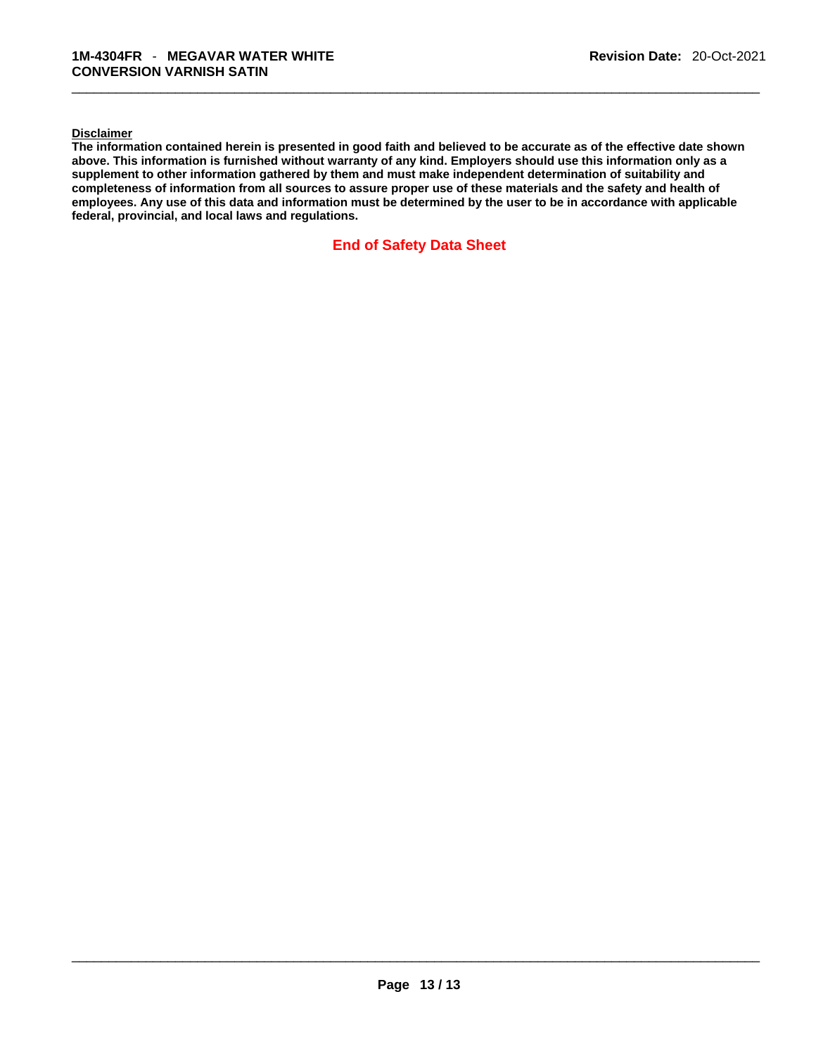**Disclaimer**

**The information contained herein is presented in good faith and believed to be accurate as of the effective date shown above. This information is furnished without warranty of any kind. Employers should use this information only as a supplement to other information gathered by them and must make independent determination of suitability and completeness of information from all sources to assure proper use of these materials and the safety and health of employees. Any use of this data and information must be determined by the user to be in accordance with applicable federal, provincial, and local laws and regulations.**

**End of Safety Data Sheet**